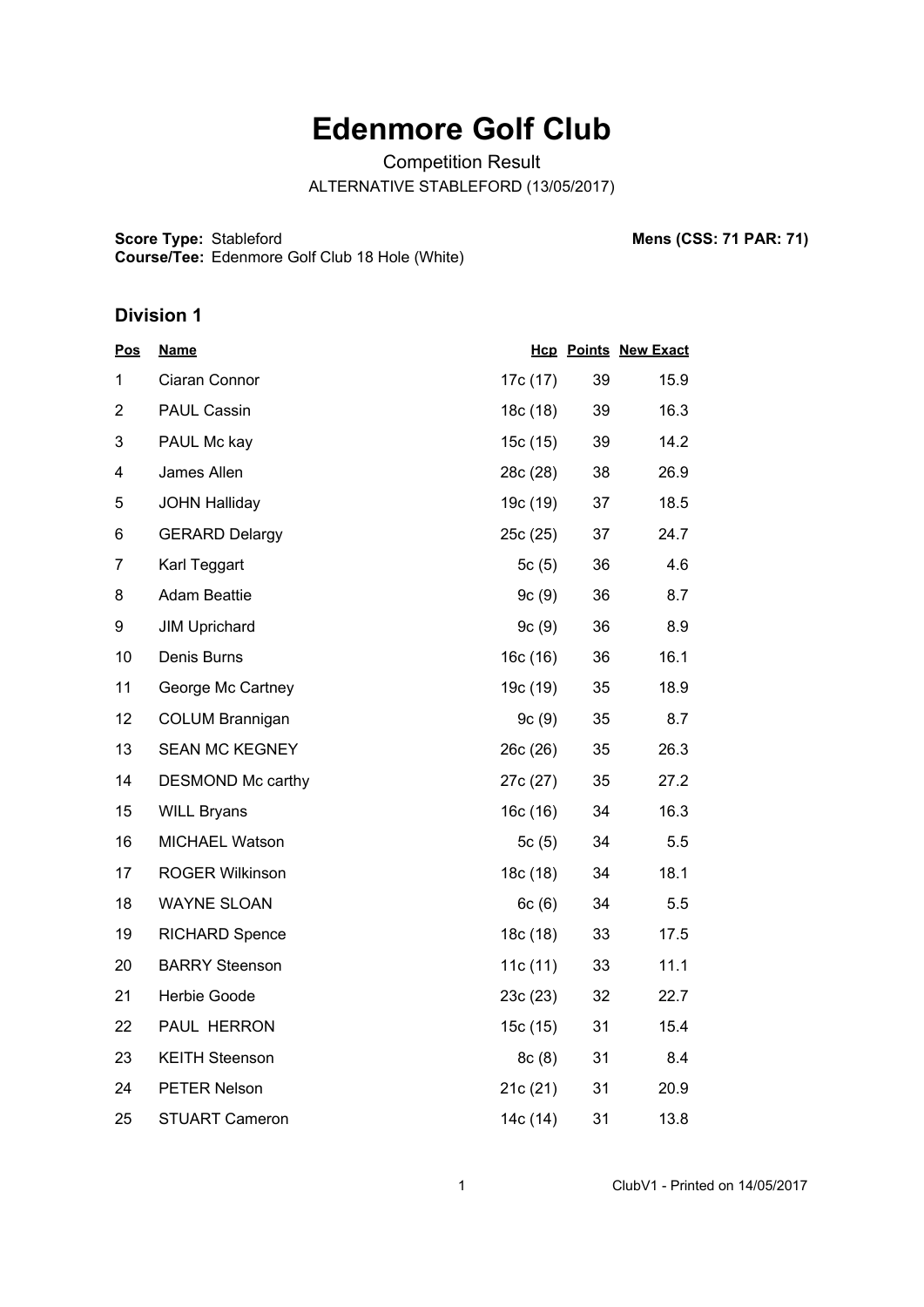# Edenmore Golf Club

Competition Result

ALTERNATIVE STABLEFORD (13/05/2017)

**Score Type:** Stableford

**Course/Tee:** Edenmore Golf Club 18 Hole (White)

**Mens (CSS: 71 PAR: 71)**

## Division 1

| Pos | Name | Hcp | Points | New Exact |
|---|---|---|---|---|
| 1 | Ciaran Connor | 17c (17) | 39 | 15.9 |
| 2 | PAUL Cassin | 18c (18) | 39 | 16.3 |
| 3 | PAUL Mc kay | 15c (15) | 39 | 14.2 |
| 4 | James Allen | 28c (28) | 38 | 26.9 |
| 5 | JOHN Halliday | 19c (19) | 37 | 18.5 |
| 6 | GERARD Delargy | 25c (25) | 37 | 24.7 |
| 7 | Karl Teggart | 5c (5) | 36 | 4.6 |
| 8 | Adam Beattie | 9c (9) | 36 | 8.7 |
| 9 | JIM Uprichard | 9c (9) | 36 | 8.9 |
| 10 | Denis Burns | 16c (16) | 36 | 16.1 |
| 11 | George Mc Cartney | 19c (19) | 35 | 18.9 |
| 12 | COLUM Brannigan | 9c (9) | 35 | 8.7 |
| 13 | SEAN MC KEGNEY | 26c (26) | 35 | 26.3 |
| 14 | DESMOND Mc carthy | 27c (27) | 35 | 27.2 |
| 15 | WILL Bryans | 16c (16) | 34 | 16.3 |
| 16 | MICHAEL Watson | 5c (5) | 34 | 5.5 |
| 17 | ROGER Wilkinson | 18c (18) | 34 | 18.1 |
| 18 | WAYNE SLOAN | 6c (6) | 34 | 5.5 |
| 19 | RICHARD Spence | 18c (18) | 33 | 17.5 |
| 20 | BARRY Steenson | 11c (11) | 33 | 11.1 |
| 21 | Herbie Goode | 23c (23) | 32 | 22.7 |
| 22 | PAUL HERRON | 15c (15) | 31 | 15.4 |
| 23 | KEITH Steenson | 8c (8) | 31 | 8.4 |
| 24 | PETER Nelson | 21c (21) | 31 | 20.9 |
| 25 | STUART Cameron | 14c (14) | 31 | 13.8 |

ClubV1 - Printed on 14/05/2017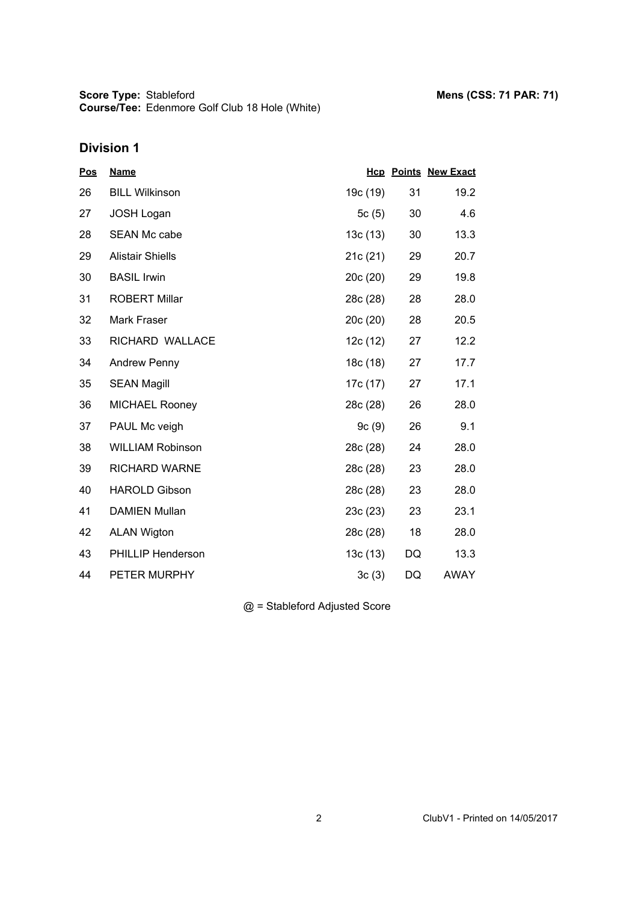**Score Type:** Stableford
**Course/Tee:** Edenmore Golf Club 18 Hole (White)

**Mens (CSS: 71 PAR: 71)**

## Division 1

| Pos | Name | Hcp | Points | New Exact |
|---|---|---|---|---|
| 26 | BILL Wilkinson | 19c (19) | 31 | 19.2 |
| 27 | JOSH Logan | 5c (5) | 30 | 4.6 |
| 28 | SEAN Mc cabe | 13c (13) | 30 | 13.3 |
| 29 | Alistair Shiells | 21c (21) | 29 | 20.7 |
| 30 | BASIL Irwin | 20c (20) | 29 | 19.8 |
| 31 | ROBERT Millar | 28c (28) | 28 | 28.0 |
| 32 | Mark Fraser | 20c (20) | 28 | 20.5 |
| 33 | RICHARD WALLACE | 12c (12) | 27 | 12.2 |
| 34 | Andrew Penny | 18c (18) | 27 | 17.7 |
| 35 | SEAN Magill | 17c (17) | 27 | 17.1 |
| 36 | MICHAEL Rooney | 28c (28) | 26 | 28.0 |
| 37 | PAUL Mc veigh | 9c (9) | 26 | 9.1 |
| 38 | WILLIAM Robinson | 28c (28) | 24 | 28.0 |
| 39 | RICHARD WARNE | 28c (28) | 23 | 28.0 |
| 40 | HAROLD Gibson | 28c (28) | 23 | 28.0 |
| 41 | DAMIEN Mullan | 23c (23) | 23 | 23.1 |
| 42 | ALAN Wigton | 28c (28) | 18 | 28.0 |
| 43 | PHILLIP Henderson | 13c (13) | DQ | 13.3 |
| 44 | PETER MURPHY | 3c (3) | DQ | AWAY |

@ = Stableford Adjusted Score

ClubV1 - Printed on 14/05/2017